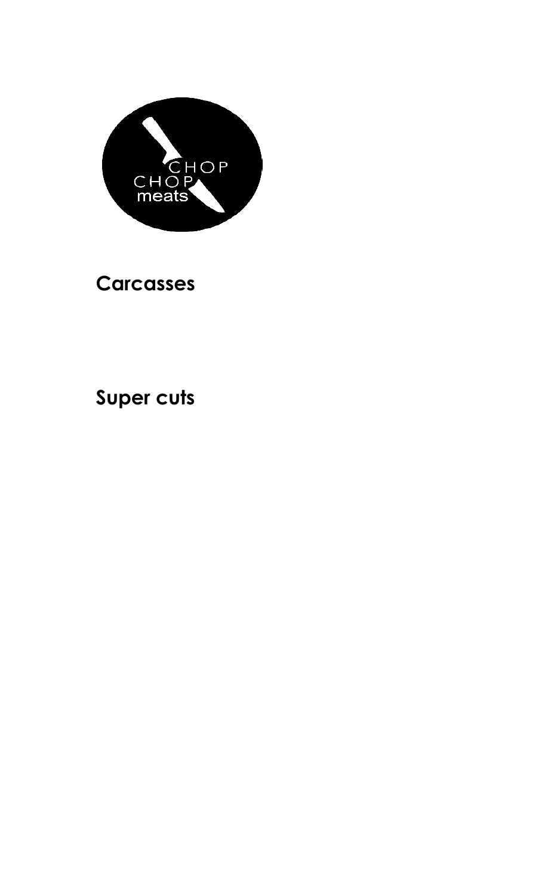CHOP
CHOP
meats

## Carcasses

## Super cuts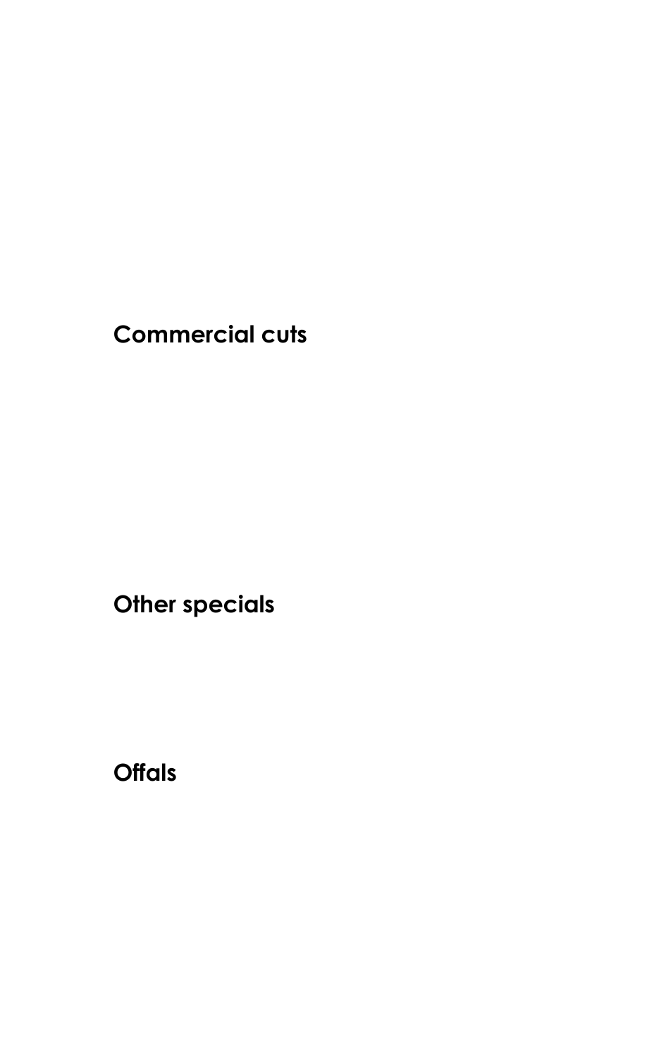## Commercial cuts

## Other specials

## Offals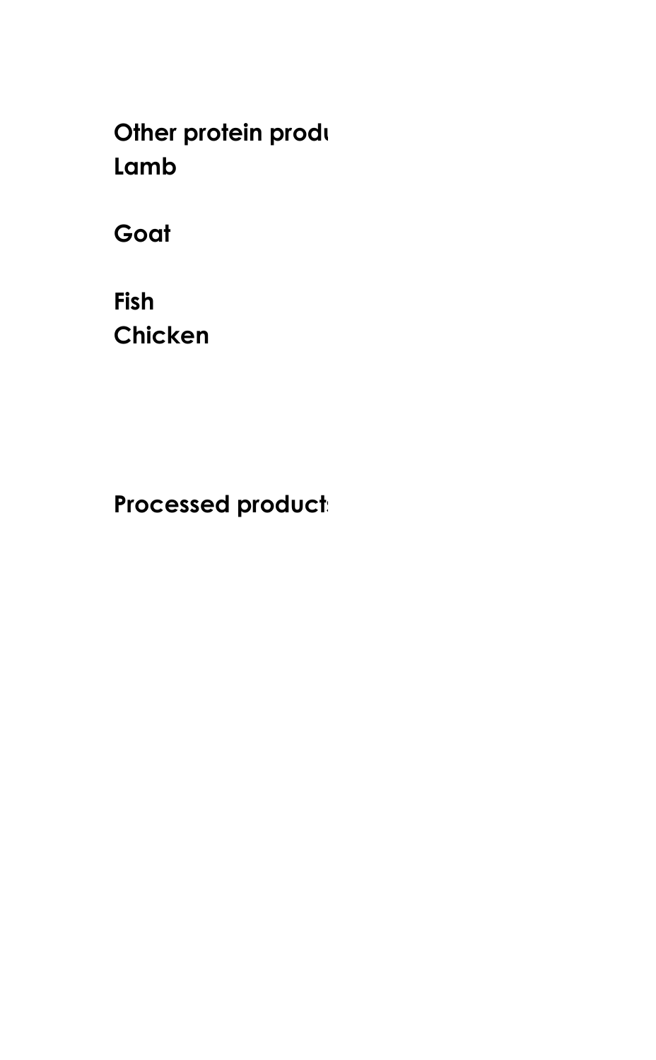**Other protein produ**

**Lamb**

**Goat**

**Fish**

**Chicken**

**Processed product**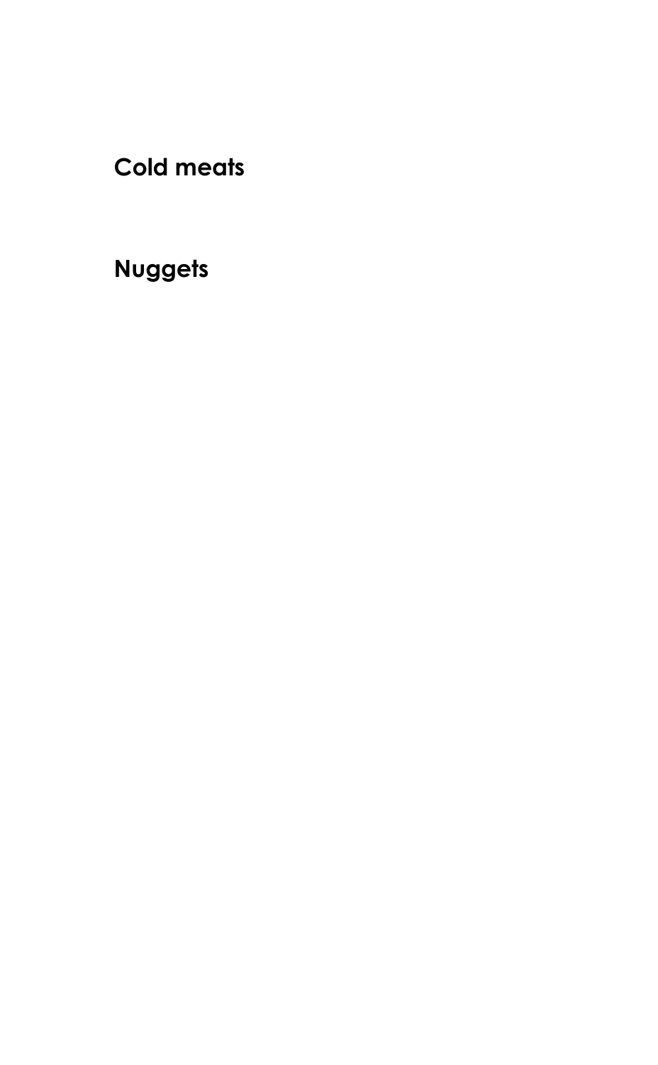## Cold meats

## Nuggets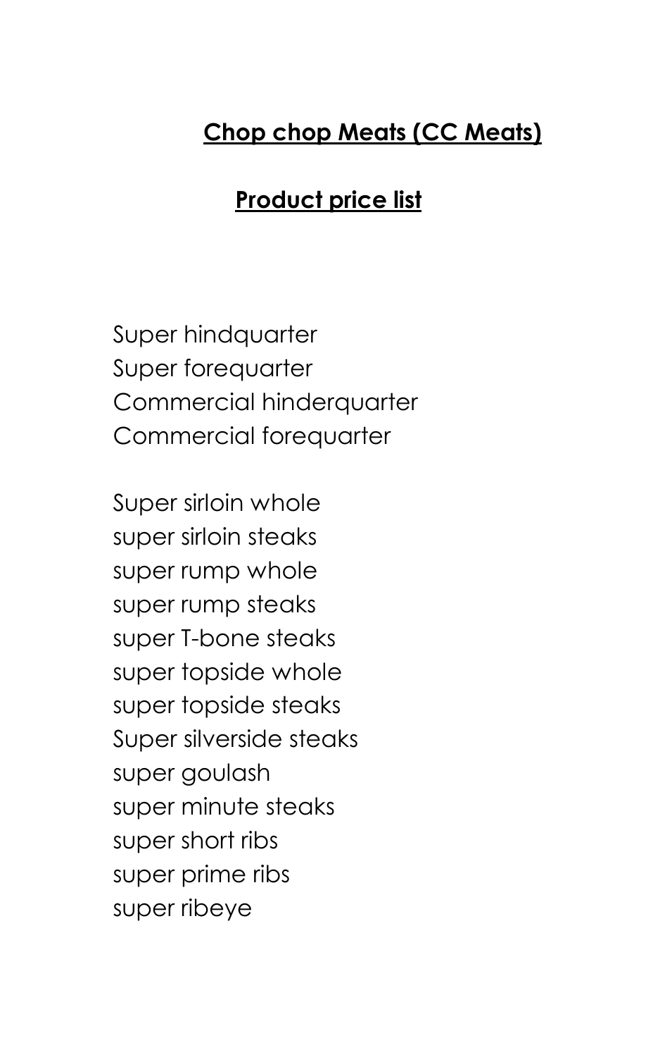# Chop chop Meats (CC Meats)

## Product price list

Super hindquarter
Super forequarter
Commercial hinderquarter
Commercial forequarter

Super sirloin whole
super sirloin steaks
super rump whole
super rump steaks
super T-bone steaks
super topside whole
super topside steaks
Super silverside steaks
super goulash
super minute steaks
super short ribs
super prime ribs
super ribeye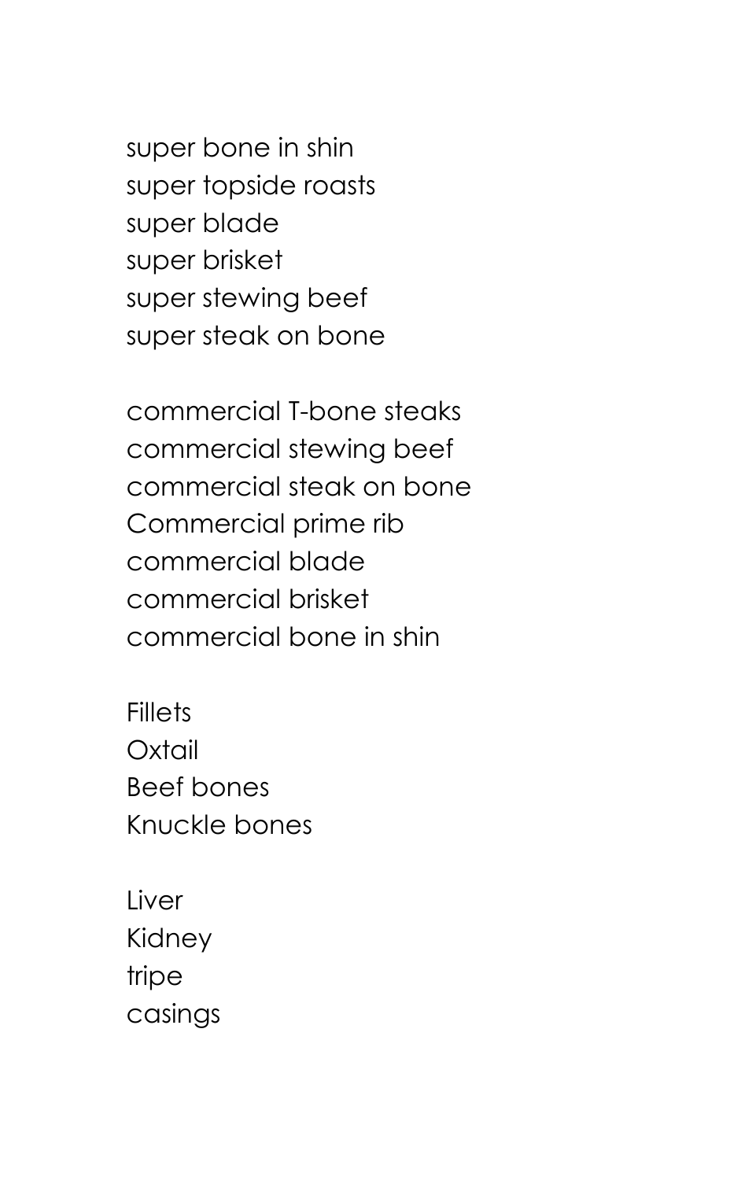super bone in shin
super topside roasts
super blade
super brisket
super stewing beef
super steak on bone

commercial T-bone steaks
commercial stewing beef
commercial steak on bone
Commercial prime rib
commercial blade
commercial brisket
commercial bone in shin

Fillets
Oxtail
Beef bones
Knuckle bones

Liver
Kidney
tripe
casings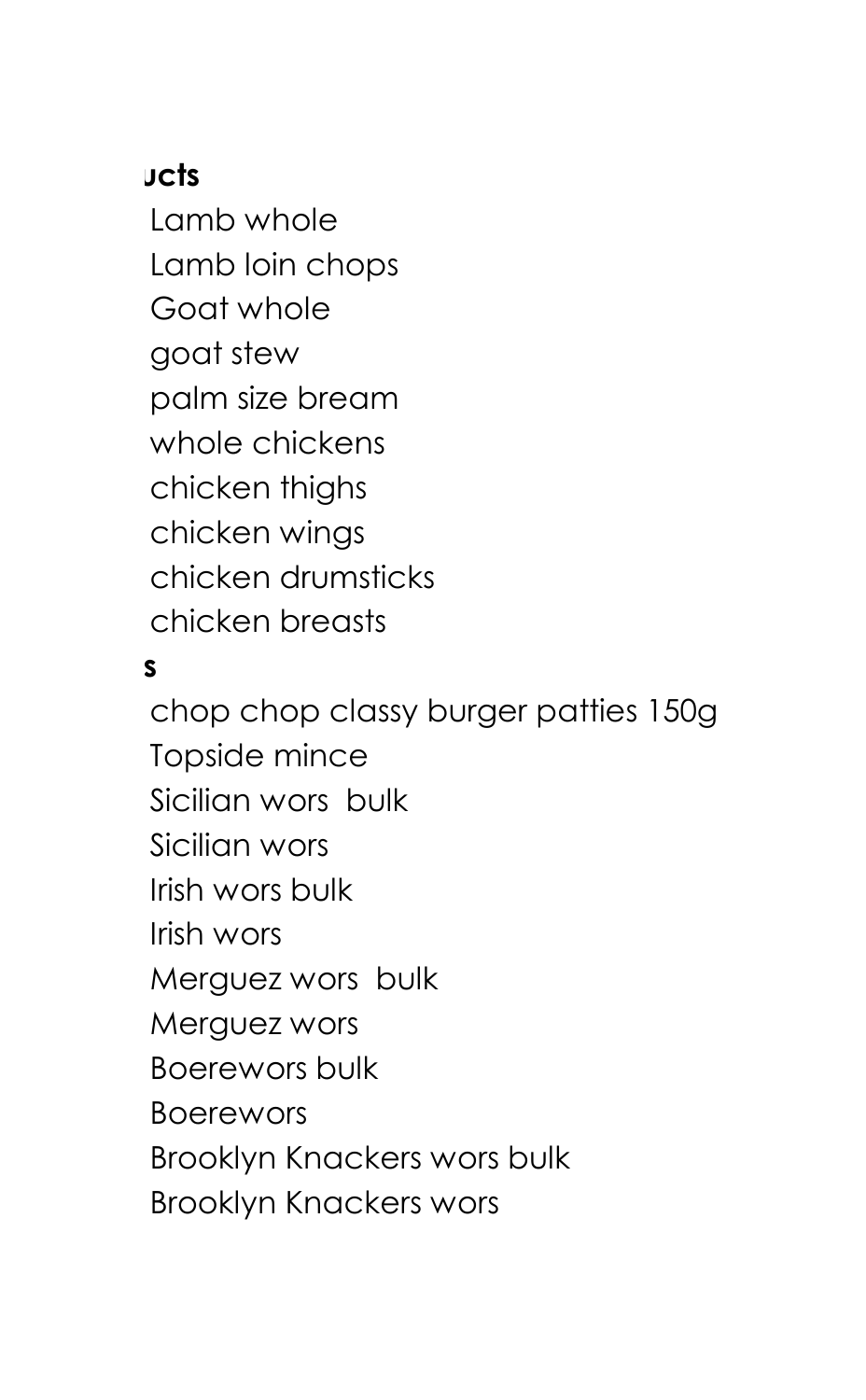**ucts**

Lamb whole
Lamb loin chops
Goat whole
goat stew
palm size bream
whole chickens
chicken thighs
chicken wings
chicken drumsticks
chicken breasts

**s**

chop chop classy burger patties 150g
Topside mince
Sicilian wors bulk
Sicilian wors
Irish wors bulk
Irish wors
Merguez wors bulk
Merguez wors
Boerewors bulk
Boerewors
Brooklyn Knackers wors bulk
Brooklyn Knackers wors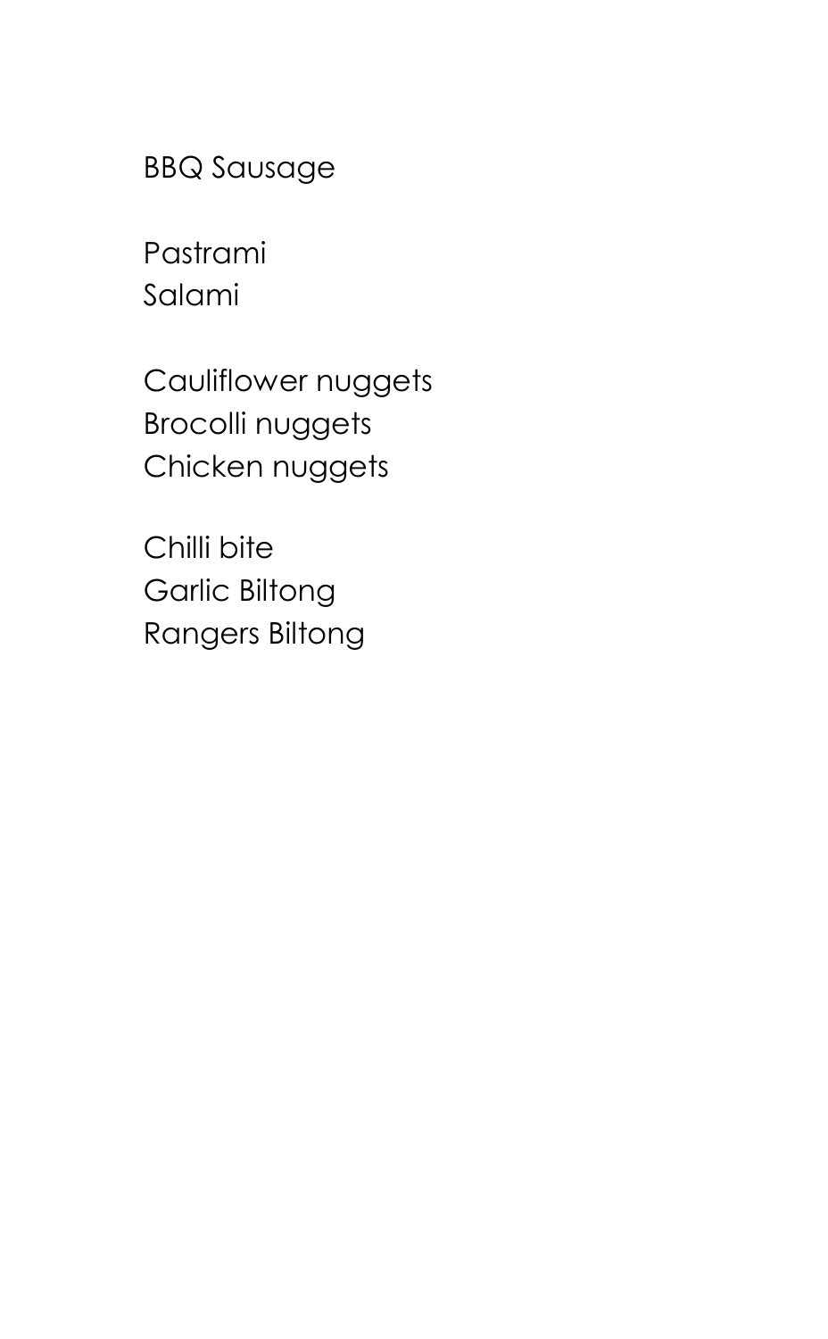BBQ Sausage

Pastrami
Salami

Cauliflower nuggets
Brocolli nuggets
Chicken nuggets

Chilli bite
Garlic Biltong
Rangers Biltong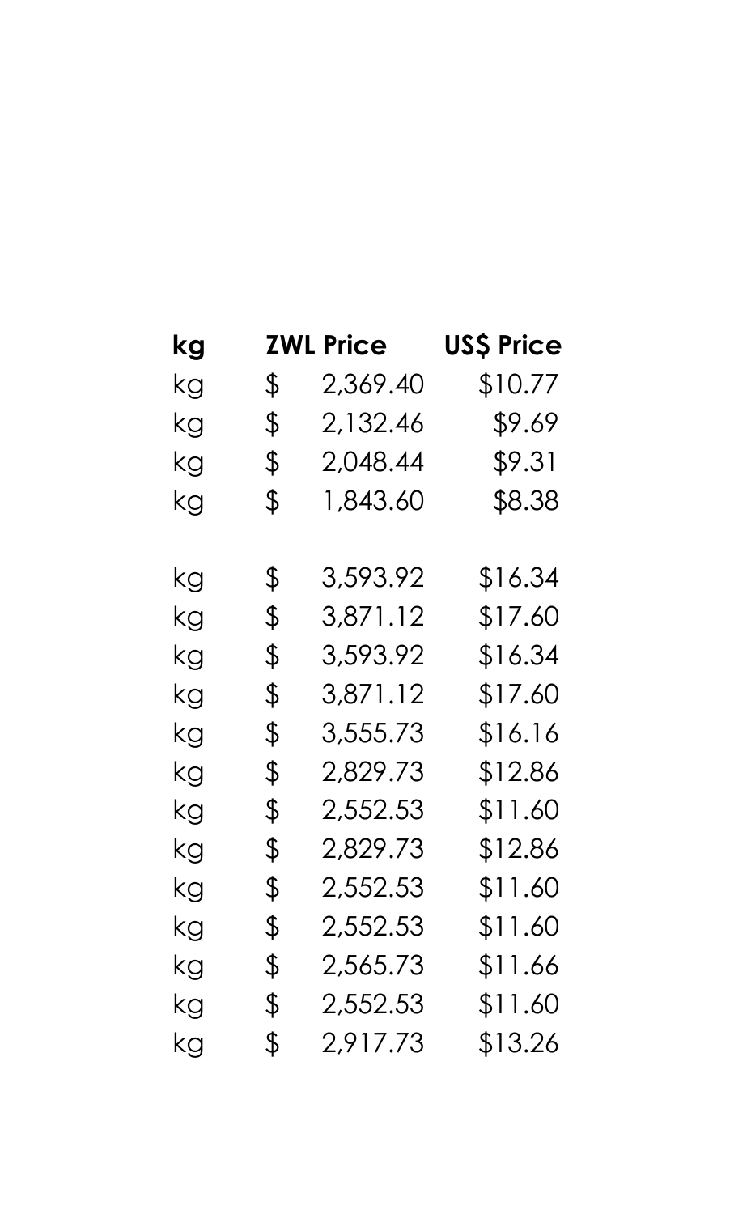| kg | ZWL Price | US$ Price |
|---|---|---|
| kg | $ 2,369.40 | $10.77 |
| kg | $ 2,132.46 | $9.69 |
| kg | $ 2,048.44 | $9.31 |
| kg | $ 1,843.60 | $8.38 |
| | | |
| kg | $ 3,593.92 | $16.34 |
| kg | $ 3,871.12 | $17.60 |
| kg | $ 3,593.92 | $16.34 |
| kg | $ 3,871.12 | $17.60 |
| kg | $ 3,555.73 | $16.16 |
| kg | $ 2,829.73 | $12.86 |
| kg | $ 2,552.53 | $11.60 |
| kg | $ 2,829.73 | $12.86 |
| kg | $ 2,552.53 | $11.60 |
| kg | $ 2,552.53 | $11.60 |
| kg | $ 2,565.73 | $11.66 |
| kg | $ 2,552.53 | $11.60 |
| kg | $ 2,917.73 | $13.26 |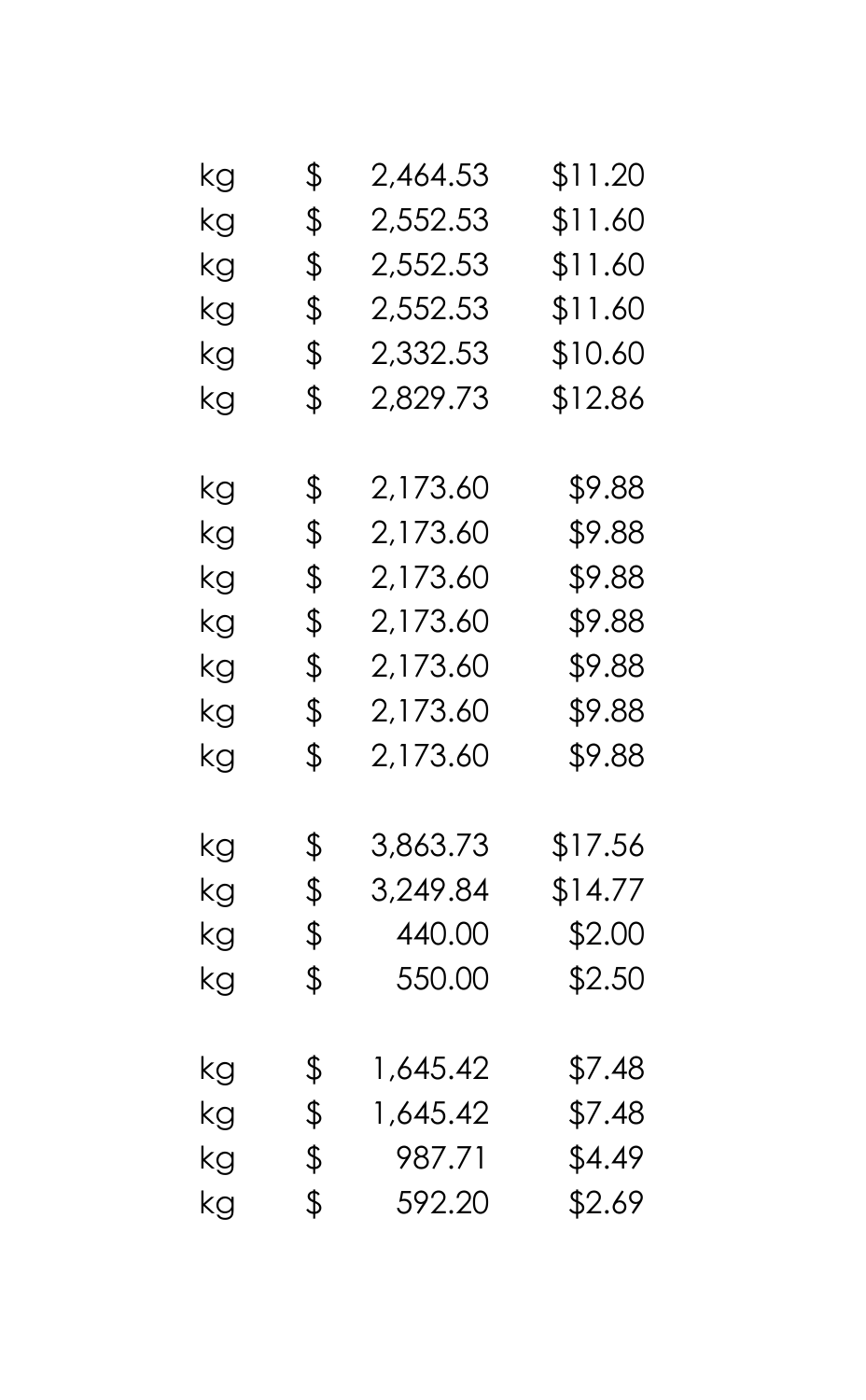| | | | |
|---|---|---|---|
| kg | $ | 2,464.53 | $11.20 |
| kg | $ | 2,552.53 | $11.60 |
| kg | $ | 2,552.53 | $11.60 |
| kg | $ | 2,552.53 | $11.60 |
| kg | $ | 2,332.53 | $10.60 |
| kg | $ | 2,829.73 | $12.86 |
| | | | |
| kg | $ | 2,173.60 | $9.88 |
| kg | $ | 2,173.60 | $9.88 |
| kg | $ | 2,173.60 | $9.88 |
| kg | $ | 2,173.60 | $9.88 |
| kg | $ | 2,173.60 | $9.88 |
| kg | $ | 2,173.60 | $9.88 |
| kg | $ | 2,173.60 | $9.88 |
| | | | |
| kg | $ | 3,863.73 | $17.56 |
| kg | $ | 3,249.84 | $14.77 |
| kg | $ | 440.00 | $2.00 |
| kg | $ | 550.00 | $2.50 |
| | | | |
| kg | $ | 1,645.42 | $7.48 |
| kg | $ | 1,645.42 | $7.48 |
| kg | $ | 987.71 | $4.49 |
| kg | $ | 592.20 | $2.69 |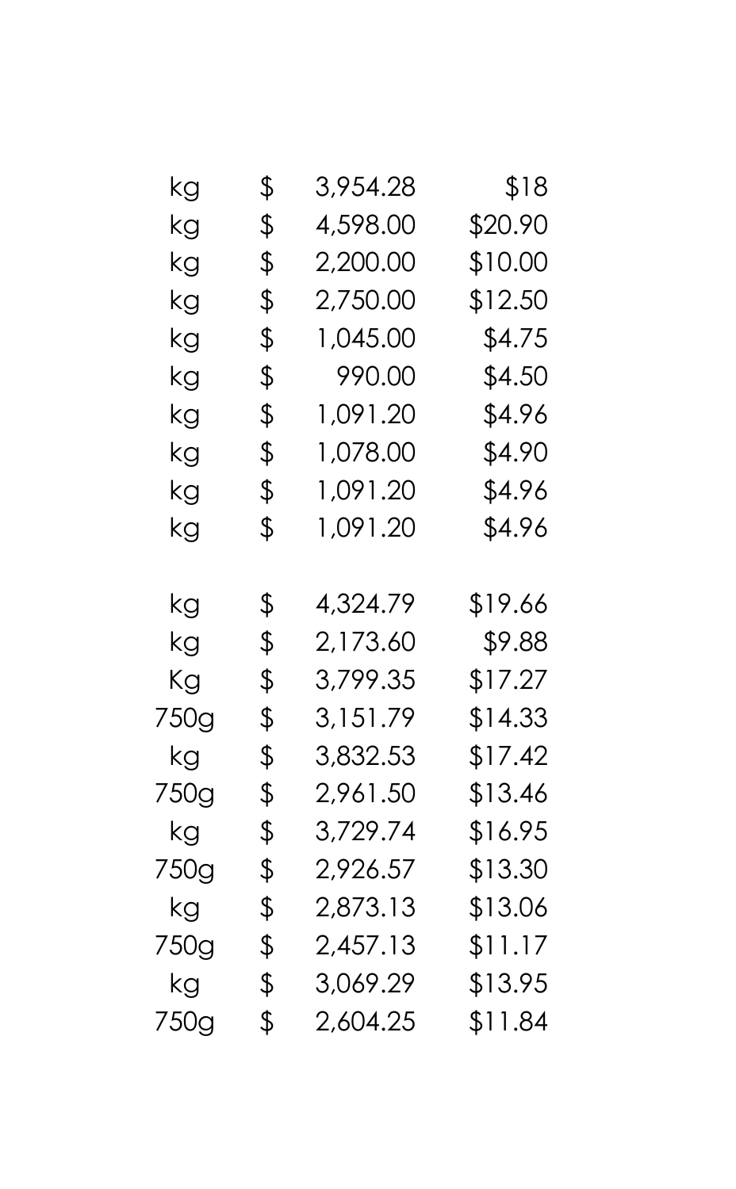| | | | |
|---|---|---|---|
| kg | $ | 3,954.28 | $18 |
| kg | $ | 4,598.00 | $20.90 |
| kg | $ | 2,200.00 | $10.00 |
| kg | $ | 2,750.00 | $12.50 |
| kg | $ | 1,045.00 | $4.75 |
| kg | $ | 990.00 | $4.50 |
| kg | $ | 1,091.20 | $4.96 |
| kg | $ | 1,078.00 | $4.90 |
| kg | $ | 1,091.20 | $4.96 |
| kg | $ | 1,091.20 | $4.96 |
| | | | |
| kg | $ | 4,324.79 | $19.66 |
| kg | $ | 2,173.60 | $9.88 |
| Kg | $ | 3,799.35 | $17.27 |
| 750g | $ | 3,151.79 | $14.33 |
| kg | $ | 3,832.53 | $17.42 |
| 750g | $ | 2,961.50 | $13.46 |
| kg | $ | 3,729.74 | $16.95 |
| 750g | $ | 2,926.57 | $13.30 |
| kg | $ | 2,873.13 | $13.06 |
| 750g | $ | 2,457.13 | $11.17 |
| kg | $ | 3,069.29 | $13.95 |
| 750g | $ | 2,604.25 | $11.84 |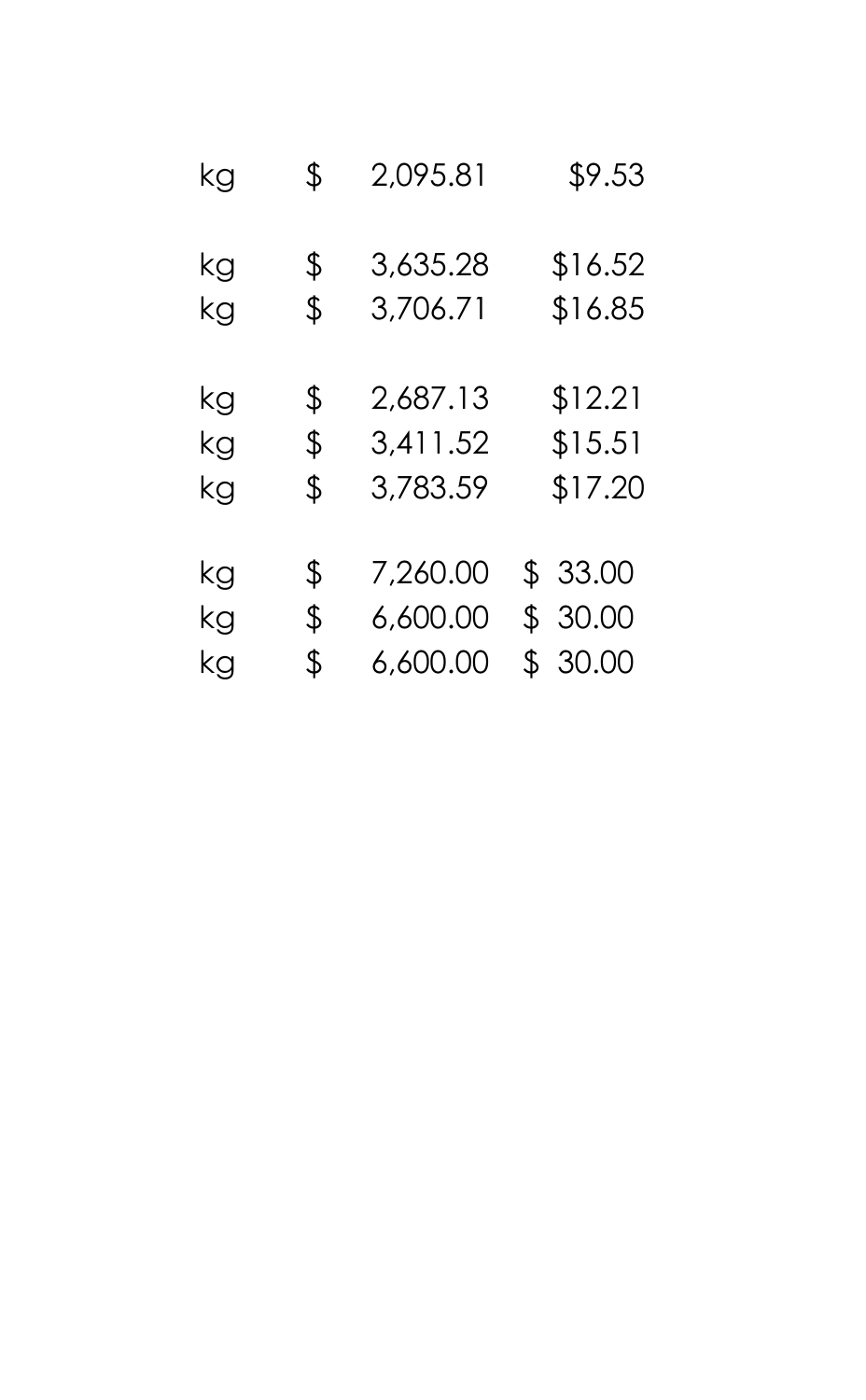| | | | |
|---|---|---|---|
| kg | $ | 2,095.81 | $9.53 |
| | | | |
| kg | $ | 3,635.28 | $16.52 |
| kg | $ | 3,706.71 | $16.85 |
| | | | |
| kg | $ | 2,687.13 | $12.21 |
| kg | $ | 3,411.52 | $15.51 |
| kg | $ | 3,783.59 | $17.20 |
| | | | |
| kg | $ | 7,260.00 | $ 33.00 |
| kg | $ | 6,600.00 | $ 30.00 |
| kg | $ | 6,600.00 | $ 30.00 |